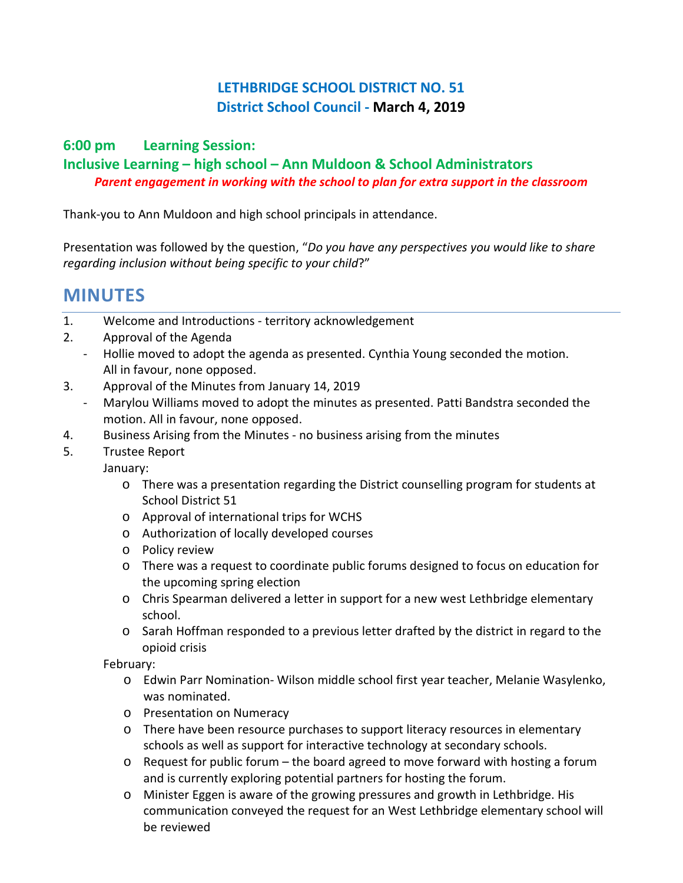# LETHBRIDGE SCHOOL DISTRICT NO. 51

## District School Council - March 4, 2019

### 6:00 pm Learning Session:

### Inclusive Learning – high school – Ann Muldoon & School Administrators

***Parent engagement in working with the school to plan for extra support in the classroom***

Thank-you to Ann Muldoon and high school principals in attendance.

Presentation was followed by the question, "*Do you have any perspectives you would like to share regarding inclusion without being specific to your child*?"

# MINUTES

1. Welcome and Introductions - territory acknowledgement
2. Approval of the Agenda
   - Hollie moved to adopt the agenda as presented. Cynthia Young seconded the motion. All in favour, none opposed.
3. Approval of the Minutes from January 14, 2019
   - Marylou Williams moved to adopt the minutes as presented. Patti Bandstra seconded the motion. All in favour, none opposed.
4. Business Arising from the Minutes - no business arising from the minutes
5. Trustee Report

   January:
   - There was a presentation regarding the District counselling program for students at School District 51
   - Approval of international trips for WCHS
   - Authorization of locally developed courses
   - Policy review
   - There was a request to coordinate public forums designed to focus on education for the upcoming spring election
   - Chris Spearman delivered a letter in support for a new west Lethbridge elementary school.
   - Sarah Hoffman responded to a previous letter drafted by the district in regard to the opioid crisis

   February:
   - Edwin Parr Nomination- Wilson middle school first year teacher, Melanie Wasylenko, was nominated.
   - Presentation on Numeracy
   - There have been resource purchases to support literacy resources in elementary schools as well as support for interactive technology at secondary schools.
   - Request for public forum – the board agreed to move forward with hosting a forum and is currently exploring potential partners for hosting the forum.
   - Minister Eggen is aware of the growing pressures and growth in Lethbridge. His communication conveyed the request for an West Lethbridge elementary school will be reviewed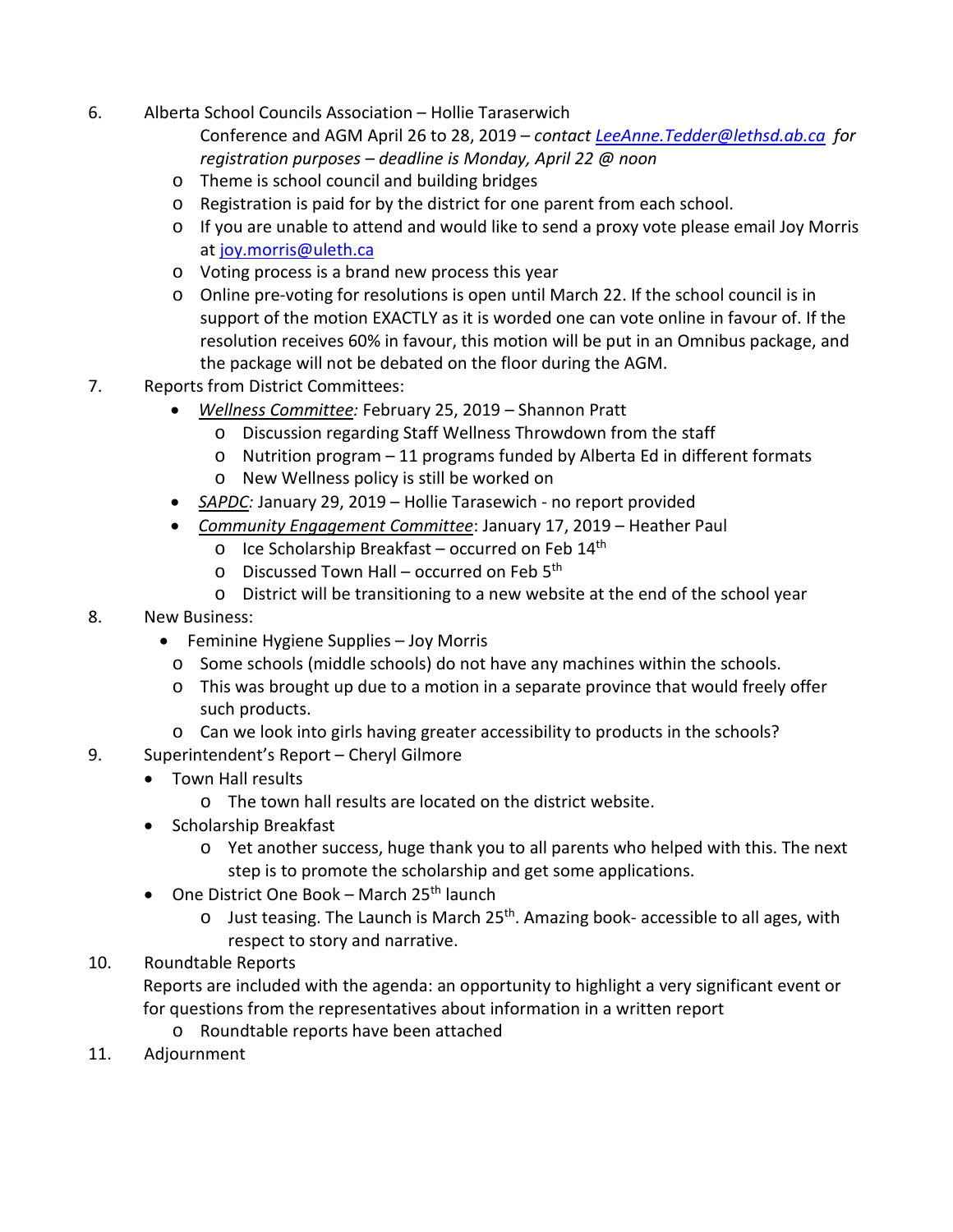6. Alberta School Councils Association – Hollie Taraserwich

   Conference and AGM April 26 to 28, 2019 – *contact* *LeeAnne.Tedder@lethsd.ab.ca* *for registration purposes – deadline is Monday, April 22 @ noon*

   - Theme is school council and building bridges
   - Registration is paid for by the district for one parent from each school.
   - If you are unable to attend and would like to send a proxy vote please email Joy Morris at joy.morris@uleth.ca
   - Voting process is a brand new process this year
   - Online pre-voting for resolutions is open until March 22. If the school council is in support of the motion EXACTLY as it is worded one can vote online in favour of. If the resolution receives 60% in favour, this motion will be put in an Omnibus package, and the package will not be debated on the floor during the AGM.

7. Reports from District Committees:
   - *Wellness Committee:* February 25, 2019 – Shannon Pratt
     - Discussion regarding Staff Wellness Throwdown from the staff
     - Nutrition program – 11 programs funded by Alberta Ed in different formats
     - New Wellness policy is still be worked on
   - *SAPDC:* January 29, 2019 – Hollie Tarasewich - no report provided
   - *Community Engagement Committee*: January 17, 2019 – Heather Paul
     - Ice Scholarship Breakfast – occurred on Feb 14th
     - Discussed Town Hall – occurred on Feb 5th
     - District will be transitioning to a new website at the end of the school year

8. New Business:
   - Feminine Hygiene Supplies – Joy Morris
   - Some schools (middle schools) do not have any machines within the schools.
   - This was brought up due to a motion in a separate province that would freely offer such products.
   - Can we look into girls having greater accessibility to products in the schools?

9. Superintendent's Report – Cheryl Gilmore
   - Town Hall results
     - The town hall results are located on the district website.
   - Scholarship Breakfast
     - Yet another success, huge thank you to all parents who helped with this. The next step is to promote the scholarship and get some applications.
   - One District One Book – March 25th launch
     - Just teasing. The Launch is March 25th. Amazing book- accessible to all ages, with respect to story and narrative.

10. Roundtable Reports

    Reports are included with the agenda: an opportunity to highlight a very significant event or for questions from the representatives about information in a written report

    - Roundtable reports have been attached

11. Adjournment